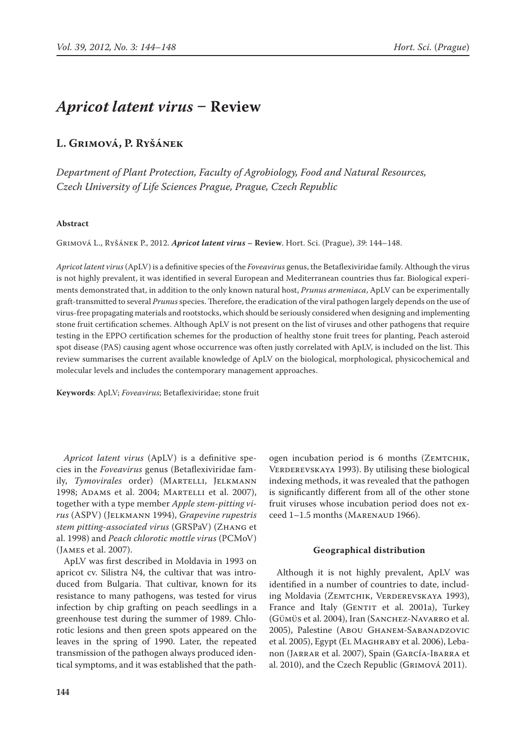# *Apricot latent virus* – Review

## L. Grimová, P. Ryšánek

*Department of Plant Protection, Faculty of Agrobiology, Food and Natural Resources, Czech University of Life Sciences Prague, Prague, Czech Republic*

**Abstract**

Grimová L., Ryšánek P., 2012. ***Apricot latent virus* – Review**. Hort. Sci. (Prague), *39*: 144–148.

*Apricot latent virus* (ApLV) is a definitive species of the *Foveavirus* genus, the Betaflexiviridae family. Although the virus is not highly prevalent, it was identified in several European and Mediterranean countries thus far. Biological experiments demonstrated that, in addition to the only known natural host, *Prunus armeniaca*, ApLV can be experimentally graft-transmitted to several *Prunus* species. Therefore, the eradication of the viral pathogen largely depends on the use of virus-free propagating materials and rootstocks, which should be seriously considered when designing and implementing stone fruit certification schemes. Although ApLV is not present on the list of viruses and other pathogens that require testing in the EPPO certification schemes for the production of healthy stone fruit trees for planting, Peach asteroid spot disease (PAS) causing agent whose occurrence was often justly correlated with ApLV, is included on the list. This review summarises the current available knowledge of ApLV on the biological, morphological, physicochemical and molecular levels and includes the contemporary management approaches.

**Keywords**: ApLV; *Foveavirus*; Betaflexiviridae; stone fruit

*Apricot latent virus* (ApLV) is a definitive species in the *Foveavirus* genus (Betaflexiviridae family, *Tymovirales* order) (Martelli, Jelkmann 1998; Adams et al. 2004; Martelli et al. 2007), together with a type member *Apple stem-pitting virus* (ASPV) (Jelkmann 1994), *Grapevine rupestris stem pitting-associated virus* (GRSPaV) (Zhang et al. 1998) and *Peach chlorotic mottle virus* (PCMoV) (James et al. 2007).

ApLV was first described in Moldavia in 1993 on apricot cv. Silistra N4, the cultivar that was introduced from Bulgaria. That cultivar, known for its resistance to many pathogens, was tested for virus infection by chip grafting on peach seedlings in a greenhouse test during the summer of 1989. Chlorotic lesions and then green spots appeared on the leaves in the spring of 1990. Later, the repeated transmission of the pathogen always produced identical symptoms, and it was established that the pathogen incubation period is 6 months (Zemtchik, Verderevskaya 1993). By utilising these biological indexing methods, it was revealed that the pathogen is significantly different from all of the other stone fruit viruses whose incubation period does not exceed 1–1.5 months (Marenaud 1966).

### Geographical distribution

Although it is not highly prevalent, ApLV was identified in a number of countries to date, including Moldavia (Zemtchik, Verderevskaya 1993), France and Italy (Gentit et al. 2001a), Turkey (Gümüs et al. 2004), Iran (Sanchez-Navarro et al. 2005), Palestine (Abou Ghanem-Sabanadzovic et al. 2005), Egypt (El Maghraby et al. 2006), Lebanon (Jarrar et al. 2007), Spain (García-Ibarra et al. 2010), and the Czech Republic (Grimová 2011).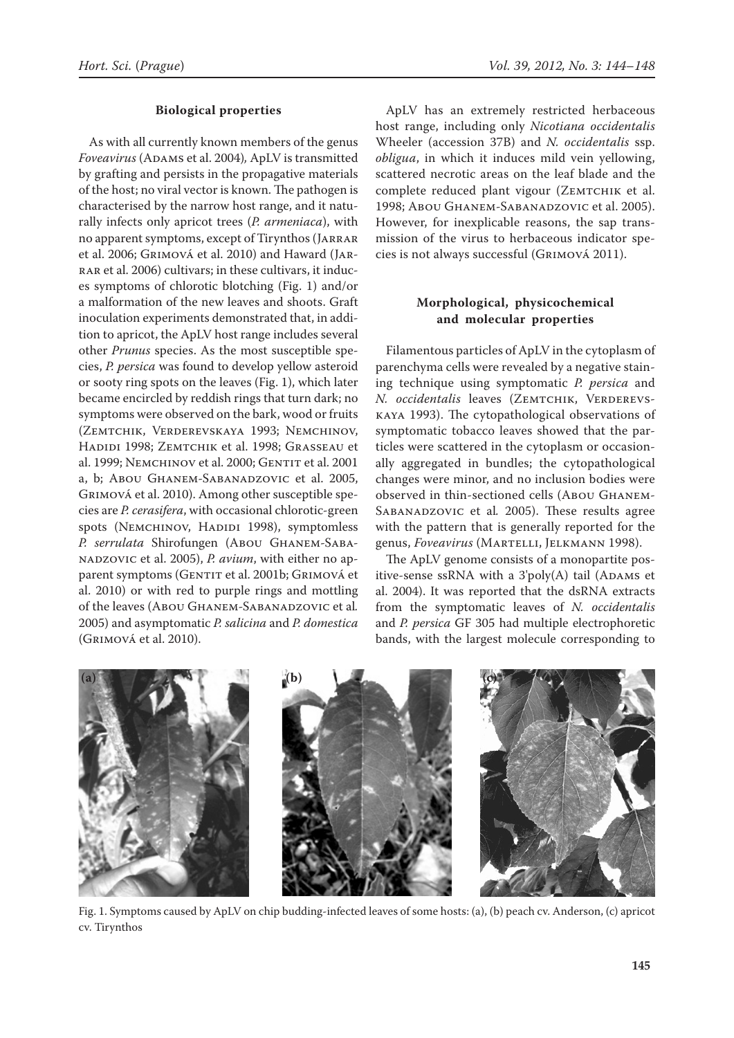## Biological properties

As with all currently known members of the genus *Foveavirus* (Adams et al. 2004)*,* ApLV is transmitted by grafting and persists in the propagative materials of the host; no viral vector is known. The pathogen is characterised by the narrow host range, and it naturally infects only apricot trees (*P. armeniaca*), with no apparent symptoms, except of Tirynthos (Jarrar et al. 2006; Grimová et al. 2010) and Haward (Jarrar et al. 2006) cultivars; in these cultivars, it induces symptoms of chlorotic blotching (Fig. 1) and/or a malformation of the new leaves and shoots. Graft inoculation experiments demonstrated that, in addition to apricot, the ApLV host range includes several other *Prunus* species. As the most susceptible species, *P. persica* was found to develop yellow asteroid or sooty ring spots on the leaves (Fig. 1), which later became encircled by reddish rings that turn dark; no symptoms were observed on the bark, wood or fruits (Zemtchik, Verderevskaya 1993; Nemchinov, Hadidi 1998; Zemtchik et al. 1998; Grasseau et al. 1999; Nemchinov et al. 2000; Gentit et al. 2001 a, b; Abou Ghanem-Sabanadzovic et al. 2005, Grimová et al. 2010). Among other susceptible species are *P. cerasifera*, with occasional chlorotic-green spots (Nemchinov, Hadidi 1998), symptomless *P. serrulata* Shirofungen (Abou Ghanem-Sabanadzovic et al. 2005), *P. avium*, with either no apparent symptoms (Gentit et al. 2001b; Grimová et al. 2010) or with red to purple rings and mottling of the leaves (Abou Ghanem-Sabanadzovic et al*.* 2005) and asymptomatic *P. salicina* and *P. domestica* (Grimová et al. 2010).

ApLV has an extremely restricted herbaceous host range, including only *Nicotiana occidentalis* Wheeler (accession 37B) and *N. occidentalis* ssp. *obligua*, in which it induces mild vein yellowing, scattered necrotic areas on the leaf blade and the complete reduced plant vigour (Zemtchik et al. 1998; Abou Ghanem-Sabanadzovic et al. 2005). However, for inexplicable reasons, the sap transmission of the virus to herbaceous indicator species is not always successful (Grimová 2011).

## Morphological, physicochemical and molecular properties

Filamentous particles of ApLV in the cytoplasm of parenchyma cells were revealed by a negative staining technique using symptomatic *P. persica* and *N. occidentalis* leaves (Zemtchik, Verderevskaya 1993). The cytopathological observations of symptomatic tobacco leaves showed that the particles were scattered in the cytoplasm or occasionally aggregated in bundles; the cytopathological changes were minor, and no inclusion bodies were observed in thin-sectioned cells (Abou Ghanem-Sabanadzovic et al*.* 2005). These results agree with the pattern that is generally reported for the genus, *Foveavirus* (Martelli, Jelkmann 1998).

The ApLV genome consists of a monopartite positive-sense ssRNA with a 3'poly(A) tail (Adams et al. 2004). It was reported that the dsRNA extracts from the symptomatic leaves of *N. occidentalis* and *P. persica* GF 305 had multiple electrophoretic bands, with the largest molecule corresponding to

Fig. 1. Symptoms caused by ApLV on chip budding-infected leaves of some hosts: (a), (b) peach cv. Anderson, (c) apricot cv. Tirynthos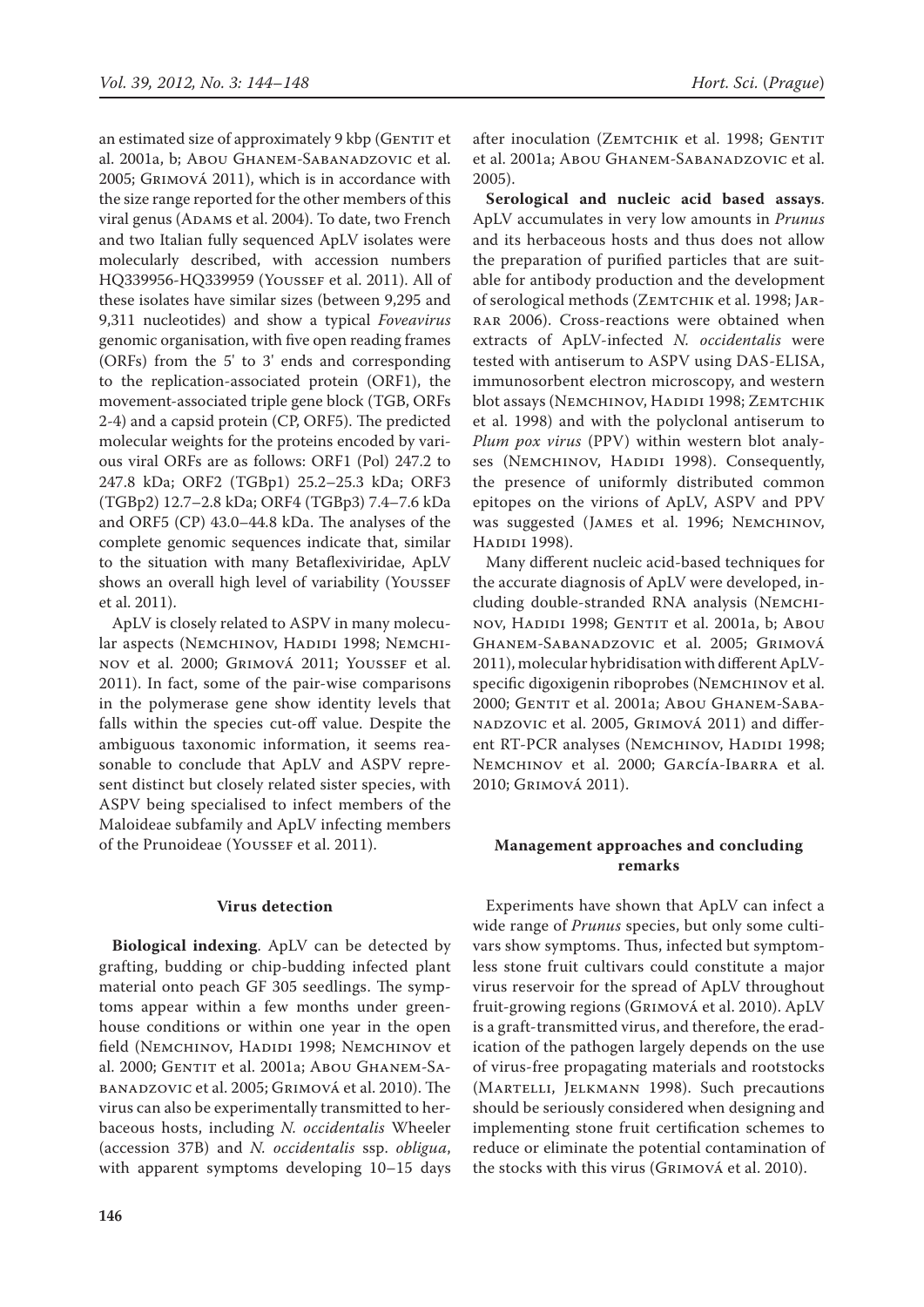an estimated size of approximately 9 kbp (Gentit et al. 2001a, b; Abou Ghanem-Sabanadzovic et al. 2005; Grimová 2011), which is in accordance with the size range reported for the other members of this viral genus (Adams et al. 2004). To date, two French and two Italian fully sequenced ApLV isolates were molecularly described, with accession numbers HQ339956-HQ339959 (Youssef et al. 2011). All of these isolates have similar sizes (between 9,295 and 9,311 nucleotides) and show a typical *Foveavirus* genomic organisation, with five open reading frames (ORFs) from the 5' to 3' ends and corresponding to the replication-associated protein (ORF1), the movement-associated triple gene block (TGB, ORFs 2-4) and a capsid protein (CP, ORF5). The predicted molecular weights for the proteins encoded by various viral ORFs are as follows: ORF1 (Pol) 247.2 to 247.8 kDa; ORF2 (TGBp1) 25.2–25.3 kDa; ORF3 (TGBp2) 12.7–2.8 kDa; ORF4 (TGBp3) 7.4–7.6 kDa and ORF5 (CP) 43.0–44.8 kDa. The analyses of the complete genomic sequences indicate that, similar to the situation with many Betaflexiviridae, ApLV shows an overall high level of variability (Youssef et al. 2011).

ApLV is closely related to ASPV in many molecular aspects (Nemchinov, Hadidi 1998; Nemchinov et al. 2000; Grimová 2011; Youssef et al. 2011). In fact, some of the pair-wise comparisons in the polymerase gene show identity levels that falls within the species cut-off value. Despite the ambiguous taxonomic information, it seems reasonable to conclude that ApLV and ASPV represent distinct but closely related sister species, with ASPV being specialised to infect members of the Maloideae subfamily and ApLV infecting members of the Prunoideae (Youssef et al. 2011).

## Virus detection

**Biological indexing**. ApLV can be detected by grafting, budding or chip-budding infected plant material onto peach GF 305 seedlings. The symptoms appear within a few months under greenhouse conditions or within one year in the open field (Nemchinov, Hadidi 1998; Nemchinov et al. 2000; Gentit et al. 2001a; Abou Ghanem-Sabanadzovic et al. 2005; Grimová et al. 2010). The virus can also be experimentally transmitted to herbaceous hosts, including *N. occidentalis* Wheeler (accession 37B) and *N. occidentalis* ssp. *obligua*, with apparent symptoms developing 10–15 days after inoculation (Zemtchik et al. 1998; Gentit et al. 2001a; Abou Ghanem-Sabanadzovic et al. 2005).

**Serological and nucleic acid based assays**. ApLV accumulates in very low amounts in *Prunus* and its herbaceous hosts and thus does not allow the preparation of purified particles that are suitable for antibody production and the development of serological methods (Zemtchik et al. 1998; Jarrar 2006). Cross-reactions were obtained when extracts of ApLV-infected *N. occidentalis* were tested with antiserum to ASPV using DAS-ELISA, immunosorbent electron microscopy, and western blot assays (Nemchinov, Hadidi 1998; Zemtchik et al. 1998) and with the polyclonal antiserum to *Plum pox virus* (PPV) within western blot analyses (Nemchinov, Hadidi 1998). Consequently, the presence of uniformly distributed common epitopes on the virions of ApLV, ASPV and PPV was suggested (James et al. 1996; Nemchinov, Hadidi 1998).

Many different nucleic acid-based techniques for the accurate diagnosis of ApLV were developed, including double-stranded RNA analysis (Nemchinov, Hadidi 1998; Gentit et al. 2001a, b; Abou Ghanem-Sabanadzovic et al. 2005; Grimová 2011), molecular hybridisation with different ApLV-specific digoxigenin riboprobes (Nemchinov et al. 2000; Gentit et al. 2001a; Abou Ghanem-Sabanadzovic et al. 2005, Grimová 2011) and different RT-PCR analyses (Nemchinov, Hadidi 1998; Nemchinov et al. 2000; García-Ibarra et al. 2010; Grimová 2011).

## Management approaches and concluding remarks

Experiments have shown that ApLV can infect a wide range of *Prunus* species, but only some cultivars show symptoms. Thus, infected but symptomless stone fruit cultivars could constitute a major virus reservoir for the spread of ApLV throughout fruit-growing regions (Grimová et al. 2010). ApLV is a graft-transmitted virus, and therefore, the eradication of the pathogen largely depends on the use of virus-free propagating materials and rootstocks (Martelli, Jelkmann 1998). Such precautions should be seriously considered when designing and implementing stone fruit certification schemes to reduce or eliminate the potential contamination of the stocks with this virus (Grimová et al. 2010).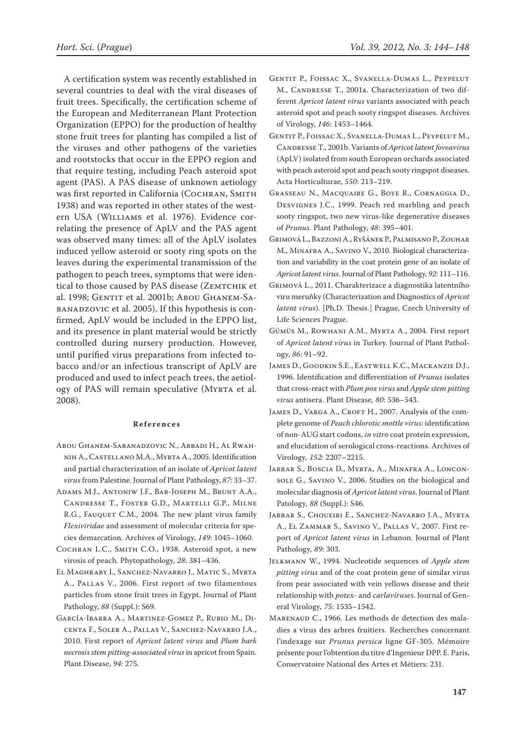A certification system was recently established in several countries to deal with the viral diseases of fruit trees. Specifically, the certification scheme of the European and Mediterranean Plant Protection Organization (EPPO) for the production of healthy stone fruit trees for planting has compiled a list of the viruses and other pathogens of the varieties and rootstocks that occur in the EPPO region and that require testing, including Peach asteroid spot agent (PAS). A PAS disease of unknown aetiology was first reported in California (Cochran, Smith 1938) and was reported in other states of the western USA (Williams et al. 1976). Evidence correlating the presence of ApLV and the PAS agent was observed many times: all of the ApLV isolates induced yellow asteroid or sooty ring spots on the leaves during the experimental transmission of the pathogen to peach trees, symptoms that were identical to those caused by PAS disease (Zemtchik et al. 1998; Gentit et al. 2001b; Abou Ghanem-Sabanadzovic et al. 2005). If this hypothesis is confirmed, ApLV would be included in the EPPO list, and its presence in plant material would be strictly controlled during nursery production. However, until purified virus preparations from infected tobacco and/or an infectious transcript of ApLV are produced and used to infect peach trees, the aetiology of PAS will remain speculative (Myrta et al. 2008).

## References

Abou Ghanem-Sabanadzovic N., Abbadi H., Al Rwahnih A., Castellano M.A., Myrta A., 2005. Identification and partial characterization of an isolate of *Apricot latent virus* from Palestine. Journal of Plant Pathology, *87*: 33–37.

Adams M.J., Antoniw J.F., Bar-Joseph M., Brunt A.A., Candresse T., Foster G.D., Martelli G.P., Milne R.G., Fauquet C.M., 2004. The new plant virus family *Flexiviridae* and assessment of molecular criteria for species demarcation. Archives of Virology, *149*: 1045–1060.

Cochran L.C., Smith C.O., 1938. Asteroid spot, a new virosis of peach. Phytopathology, *28*: 381–436.

El Maghraby I., Sanchez-Navarro J., Matic S., Myrta A., Pallas V., 2006. First report of two filamentous particles from stone fruit trees in Egypt. Journal of Plant Pathology, *88* (Suppl.): S69.

García-Ibarra A., Martinez-Gomez P., Rubio M., Dicenta F., Soler A., Pallas V., Sanchez-Navarro J.A., 2010. First report of *Apricot latent virus* and *Plum bark necrosis stem pitting-associated virus* in apricot from Spain. Plant Disease, *94*: 275.

Gentit P., Foissac X., Svanella-Dumas L., Peypelut M., Candresse T., 2001a. Characterization of two different *Apricot latent virus* variants associated with peach asteroid spot and peach sooty ringspot diseases. Archives of Virology, *146*: 1453–1464.

Gentit P., Foissac X., Svanella-Dumas L., Peypelut M., Candresse T., 2001b. Variants of *Apricot latent foveavirus* (ApLV) isolated from south European orchards associated with peach asteroid spot and peach sooty ringspot diseases. Acta Horticulturae, *550*: 213–219.

Grasseau N., Macquaire G., Boye R., Cornaggia D., Desvignes J.C., 1999. Peach red marbling and peach sooty ringspot, two new virus-like degenerative diseases of *Prunus*. Plant Pathology, *48*: 395–401.

Grimová L., Bazzoni A., Ryšánek P., Palmisano P., Zouhar M., Minafra A., Savino V., 2010. Biological characterization and variability in the coat protein gene of an isolate of *Apricot latent virus*. Journal of Plant Pathology, *92*: 111–116.

Grimová L., 2011. Charakterizace a diagnostika latentního viru meruňky (Characterization and Diagnostics of *Apricot latent virus*). [Ph.D. Thesis.] Prague, Czech University of Life Sciences Prague.

Gümüs M., Rowhani A.M., Myrta A., 2004. First report of *Apricot latent virus* in Turkey. Journal of Plant Pathology, *86*: 91–92.

James D., Goodkin S.E., Eastwell K.C., Mackanzie D.J., 1996. Identification and differentiation of *Prunus* isolates that cross-react with *Plum pox virus* and *Apple stem pitting virus* antisera. Plant Disease, *80*: 536–543.

James D., Varga A., Croft H., 2007. Analysis of the complete genome of *Peach chlorotic mottle virus*: identification of non-AUG start codons, *in vitro* coat protein expression, and elucidation of serological cross-reactions. Archives of Virology, *152:* 2207–2215.

Jarrar S., Boscia D., Myrta, A., Minafra A., Lonconsole G., Savino V., 2006. Studies on the biological and molecular diagnosis of *Apricot latent virus*. Journal of Plant Patology, *88* (Suppl.): S46.

Jarrar S., Choueiri E., Sanchez-Navarro J.A., Myrta A., El Zammar S., Savino V., Pallas V., 2007. First report of *Apricot latent virus* in Lebanon. Journal of Plant Pathology, *89*: 303.

Jelkmann W., 1994. Nucleotide sequences of *Apple stem pitting virus* and of the coat protein gene of similar virus from pear associated with vein yellows disease and their relationship with *potex*- and *carlaviruses*. Journal of General Virology, *75*: 1535–1542.

Marenaud C., 1966. Les methods de detection des maladies a virus des arbres fruitiers. Recherches concernant l'indexage sur *Prunus persica* ligne GF-305. Mémoire présente pour l'obtention du titre d'Ingenieur DPP. E. Paris, Conservatoire National des Artes et Métiers: 231.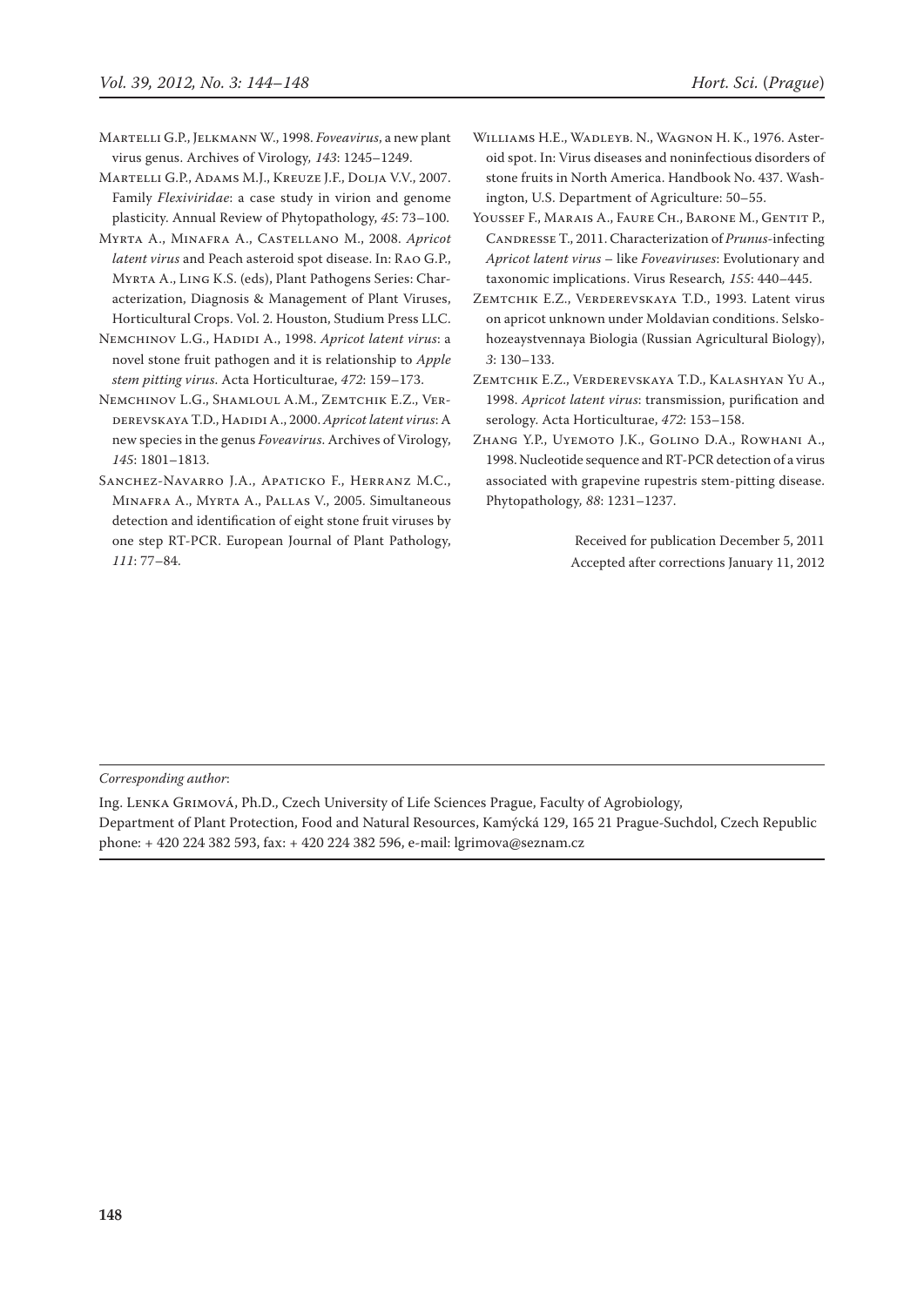Martelli G.P., Jelkmann W., 1998. *Foveavirus*, a new plant virus genus. Archives of Virology, *143*: 1245–1249.

Martelli G.P., Adams M.J., Kreuze J.F., Dolja V.V., 2007. Family *Flexiviridae*: a case study in virion and genome plasticity. Annual Review of Phytopathology, *45*: 73–100.

Myrta A., Minafra A., Castellano M., 2008. *Apricot latent virus* and Peach asteroid spot disease. In: Rao G.P., Myrta A., Ling K.S. (eds), Plant Pathogens Series: Characterization, Diagnosis & Management of Plant Viruses, Horticultural Crops. Vol. 2. Houston, Studium Press LLC.

Nemchinov L.G., Hadidi A., 1998. *Apricot latent virus*: a novel stone fruit pathogen and it is relationship to *Apple stem pitting virus*. Acta Horticulturae, *472*: 159–173.

Nemchinov L.G., Shamloul A.M., Zemtchik E.Z., Verderevskaya T.D., Hadidi A., 2000. *Apricot latent virus*: A new species in the genus *Foveavirus*. Archives of Virology, *145*: 1801–1813.

Sanchez-Navarro J.A., Apaticko F., Herranz M.C., Minafra A., Myrta A., Pallas V., 2005. Simultaneous detection and identification of eight stone fruit viruses by one step RT-PCR. European Journal of Plant Pathology, *111*: 77–84.

Williams H.E., Wadleyb. N., Wagnon H. K., 1976. Asteroid spot. In: Virus diseases and noninfectious disorders of stone fruits in North America. Handbook No. 437. Washington, U.S. Department of Agriculture: 50–55.

Youssef F., Marais A., Faure Ch., Barone M., Gentit P., Candresse T., 2011. Characterization of *Prunus*-infecting *Apricot latent virus* – like *Foveaviruses*: Evolutionary and taxonomic implications. Virus Research, *155*: 440–445.

Zemtchik E.Z., Verderevskaya T.D., 1993. Latent virus on apricot unknown under Moldavian conditions. Selskohozeaystvennaya Biologia (Russian Agricultural Biology), *3*: 130–133.

Zemtchik E.Z., Verderevskaya T.D., Kalashyan Yu A., 1998. *Apricot latent virus*: transmission, purification and serology. Acta Horticulturae, *472*: 153–158.

Zhang Y.P., Uyemoto J.K., Golino D.A., Rowhani A., 1998. Nucleotide sequence and RT-PCR detection of a virus associated with grapevine rupestris stem-pitting disease. Phytopathology, *88*: 1231–1237.

Received for publication December 5, 2011
Accepted after corrections January 11, 2012

*Corresponding author*:

Ing. Lenka Grimová, Ph.D., Czech University of Life Sciences Prague, Faculty of Agrobiology, Department of Plant Protection, Food and Natural Resources, Kamýcká 129, 165 21 Prague-Suchdol, Czech Republic
phone: + 420 224 382 593, fax: + 420 224 382 596, e-mail: lgrimova@seznam.cz